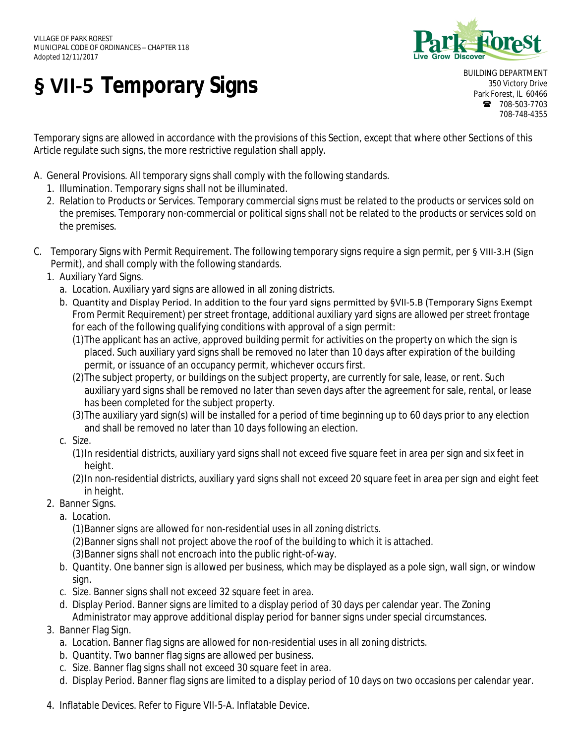# § VII-5 Temporary Signs

Temporary signs are allowed in accordance with the provisions of this Section, except that where other Sections of this Article regulate such signs, the more restrictive regulation shall apply.

A. General Provisions. All temporary signs shall comply with the following standards.
   1. Illumination. Temporary signs shall not be illuminated.
   2. Relation to Products or Services. Temporary commercial signs must be related to the products or services sold on the premises. Temporary non-commercial or political signs shall not be related to the products or services sold on the premises.

C. Temporary Signs with Permit Requirement. The following temporary signs require a sign permit, per § VIII-3.H (Sign Permit), and shall comply with the following standards.
   1. Auxiliary Yard Signs.
      a. Location. Auxiliary yard signs are allowed in all zoning districts.
      b. Quantity and Display Period. In addition to the four yard signs permitted by §VII-5.B (Temporary Signs Exempt From Permit Requirement) per street frontage, additional auxiliary yard signs are allowed per street frontage for each of the following qualifying conditions with approval of a sign permit:
         (1) The applicant has an active, approved building permit for activities on the property on which the sign is placed. Such auxiliary yard signs shall be removed no later than 10 days after expiration of the building permit, or issuance of an occupancy permit, whichever occurs first.
         (2) The subject property, or buildings on the subject property, are currently for sale, lease, or rent. Such auxiliary yard signs shall be removed no later than seven days after the agreement for sale, rental, or lease has been completed for the subject property.
         (3) The auxiliary yard sign(s) will be installed for a period of time beginning up to 60 days prior to any election and shall be removed no later than 10 days following an election.
      c. Size.
         (1) In residential districts, auxiliary yard signs shall not exceed five square feet in area per sign and six feet in height.
         (2) In non-residential districts, auxiliary yard signs shall not exceed 20 square feet in area per sign and eight feet in height.
   2. Banner Signs.
      a. Location.
         (1) Banner signs are allowed for non-residential uses in all zoning districts.
         (2) Banner signs shall not project above the roof of the building to which it is attached.
         (3) Banner signs shall not encroach into the public right-of-way.
      b. Quantity. One banner sign is allowed per business, which may be displayed as a pole sign, wall sign, or window sign.
      c. Size. Banner signs shall not exceed 32 square feet in area.
      d. Display Period. Banner signs are limited to a display period of 30 days per calendar year. The Zoning Administrator may approve additional display period for banner signs under special circumstances.
   3. Banner Flag Sign.
      a. Location. Banner flag signs are allowed for non-residential uses in all zoning districts.
      b. Quantity. Two banner flag signs are allowed per business.
      c. Size. Banner flag signs shall not exceed 30 square feet in area.
      d. Display Period. Banner flag signs are limited to a display period of 10 days on two occasions per calendar year.

   4. Inflatable Devices. Refer to Figure VII-5-A. Inflatable Device.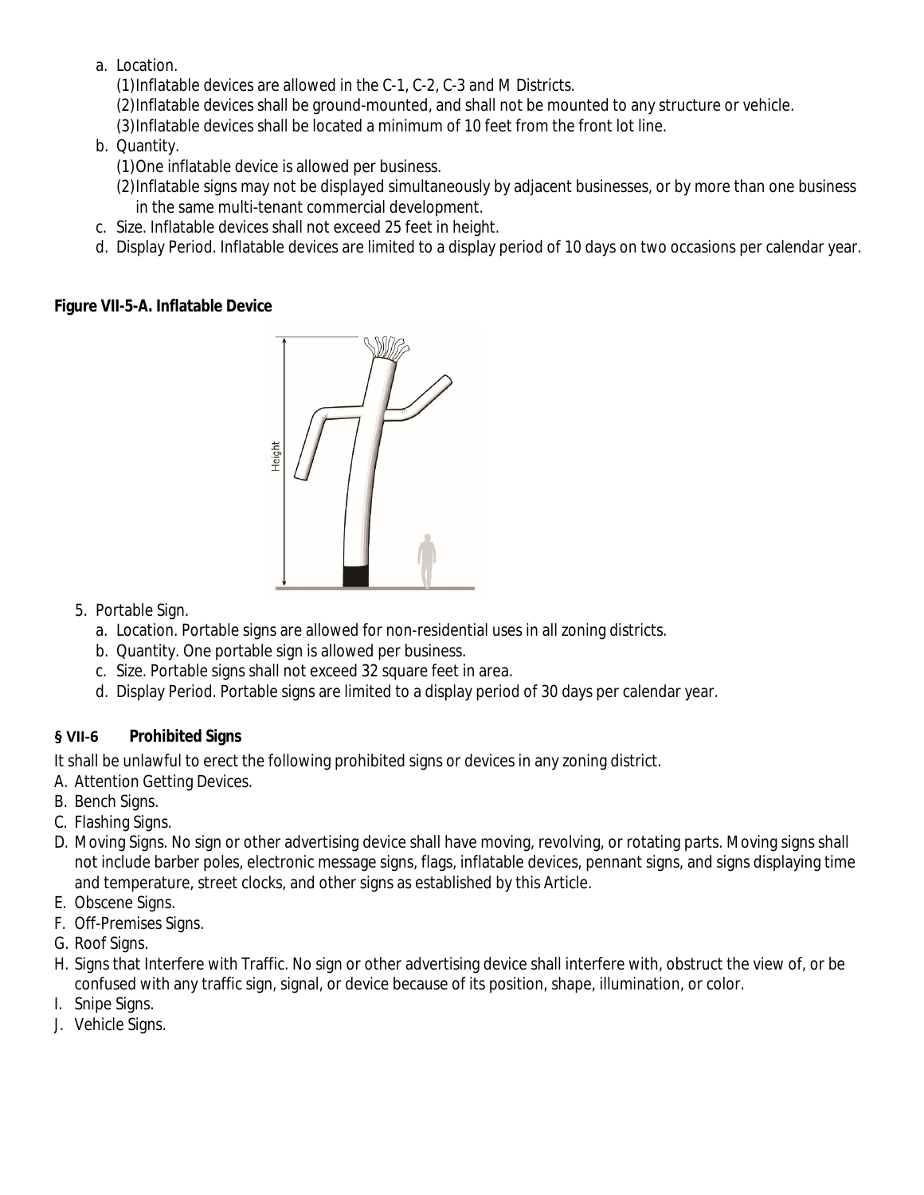a. Location.
   (1) Inflatable devices are allowed in the C-1, C-2, C-3 and M Districts.
   (2) Inflatable devices shall be ground-mounted, and shall not be mounted to any structure or vehicle.
   (3) Inflatable devices shall be located a minimum of 10 feet from the front lot line.
b. Quantity.
   (1) One inflatable device is allowed per business.
   (2) Inflatable signs may not be displayed simultaneously by adjacent businesses, or by more than one business in the same multi-tenant commercial development.
c. Size. Inflatable devices shall not exceed 25 feet in height.
d. Display Period. Inflatable devices are limited to a display period of 10 days on two occasions per calendar year.

**Figure VII-5-A. Inflatable Device**

5. Portable Sign.
   a. Location. Portable signs are allowed for non-residential uses in all zoning districts.
   b. Quantity. One portable sign is allowed per business.
   c. Size. Portable signs shall not exceed 32 square feet in area.
   d. Display Period. Portable signs are limited to a display period of 30 days per calendar year.

### § VII-6 Prohibited Signs

It shall be unlawful to erect the following prohibited signs or devices in any zoning district.

A. Attention Getting Devices.
B. Bench Signs.
C. Flashing Signs.
D. Moving Signs. No sign or other advertising device shall have moving, revolving, or rotating parts. Moving signs shall not include barber poles, electronic message signs, flags, inflatable devices, pennant signs, and signs displaying time and temperature, street clocks, and other signs as established by this Article.
E. Obscene Signs.
F. Off-Premises Signs.
G. Roof Signs.
H. Signs that Interfere with Traffic. No sign or other advertising device shall interfere with, obstruct the view of, or be confused with any traffic sign, signal, or device because of its position, shape, illumination, or color.
I. Snipe Signs.
J. Vehicle Signs.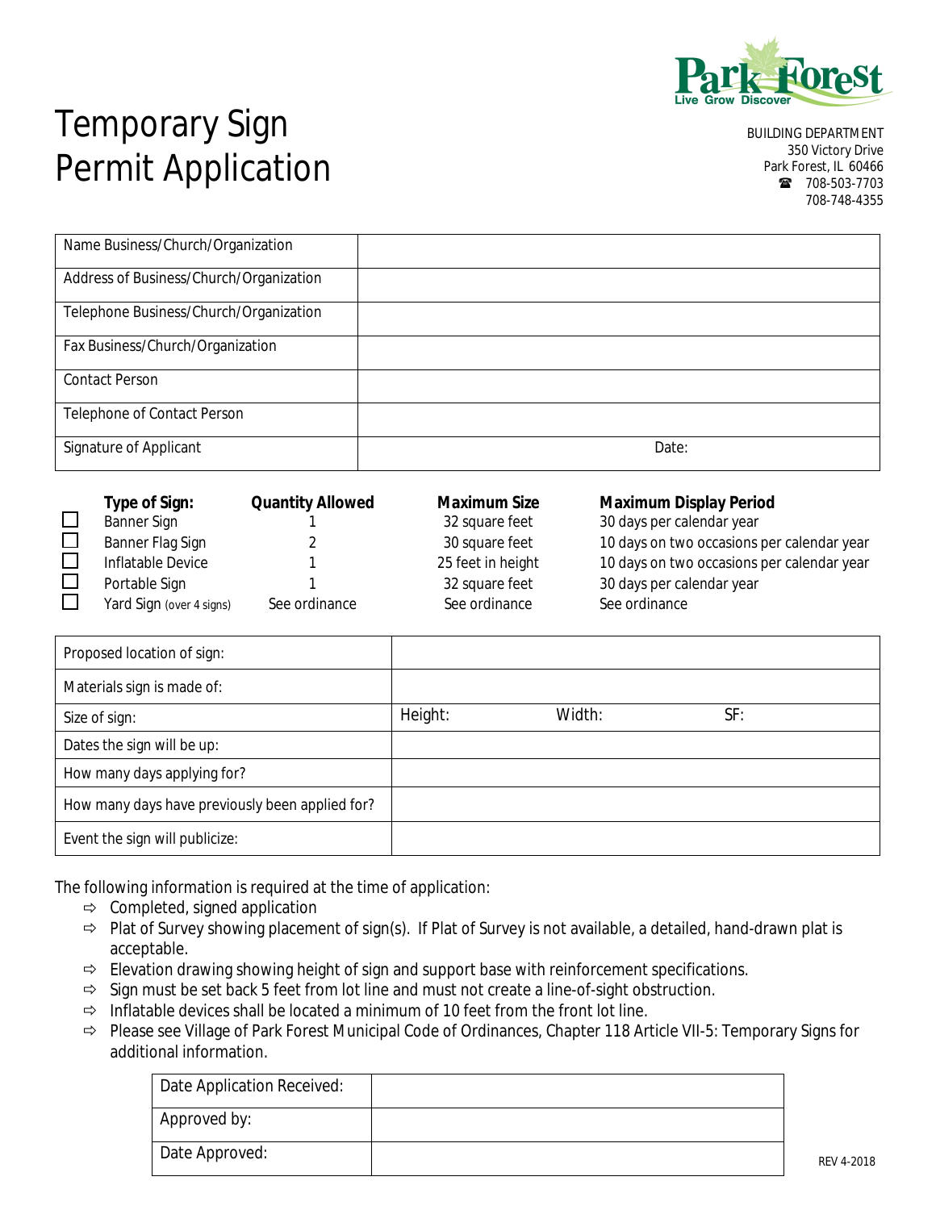# Temporary Sign Permit Application

Park Forest
Live Grow Discover

BUILDING DEPARTMENT
350 Victory Drive
Park Forest, IL 60466
☎ 708-503-7703
708-748-4355

| | |
|---|---|
| Name Business/Church/Organization | |
| Address of Business/Church/Organization | |
| Telephone Business/Church/Organization | |
| Fax Business/Church/Organization | |
| Contact Person | |
| Telephone of Contact Person | |
| Signature of Applicant | Date: |

| | Type of Sign: | Quantity Allowed | Maximum Size | Maximum Display Period |
|---|---|---|---|---|
| ☐ | Banner Sign | 1 | 32 square feet | 30 days per calendar year |
| ☐ | Banner Flag Sign | 2 | 30 square feet | 10 days on two occasions per calendar year |
| ☐ | Inflatable Device | 1 | 25 feet in height | 10 days on two occasions per calendar year |
| ☐ | Portable Sign | 1 | 32 square feet | 30 days per calendar year |
| ☐ | Yard Sign (over 4 signs) | See ordinance | See ordinance | See ordinance |

| | | | |
|---|---|---|---|
| Proposed location of sign: | | | |
| Materials sign is made of: | | | |
| Size of sign: | Height: | Width: | SF: |
| Dates the sign will be up: | | | |
| How many days applying for? | | | |
| How many days have previously been applied for? | | | |
| Event the sign will publicize: | | | |

The following information is required at the time of application:

- Completed, signed application
- Plat of Survey showing placement of sign(s). If Plat of Survey is not available, a detailed, hand-drawn plat is acceptable.
- Elevation drawing showing height of sign and support base with reinforcement specifications.
- Sign must be set back 5 feet from lot line and must not create a line-of-sight obstruction.
- Inflatable devices shall be located a minimum of 10 feet from the front lot line.
- Please see Village of Park Forest Municipal Code of Ordinances, Chapter 118 Article VII-5: Temporary Signs for additional information.

| | |
|---|---|
| Date Application Received: | |
| Approved by: | |
| Date Approved: | |

REV 4-2018